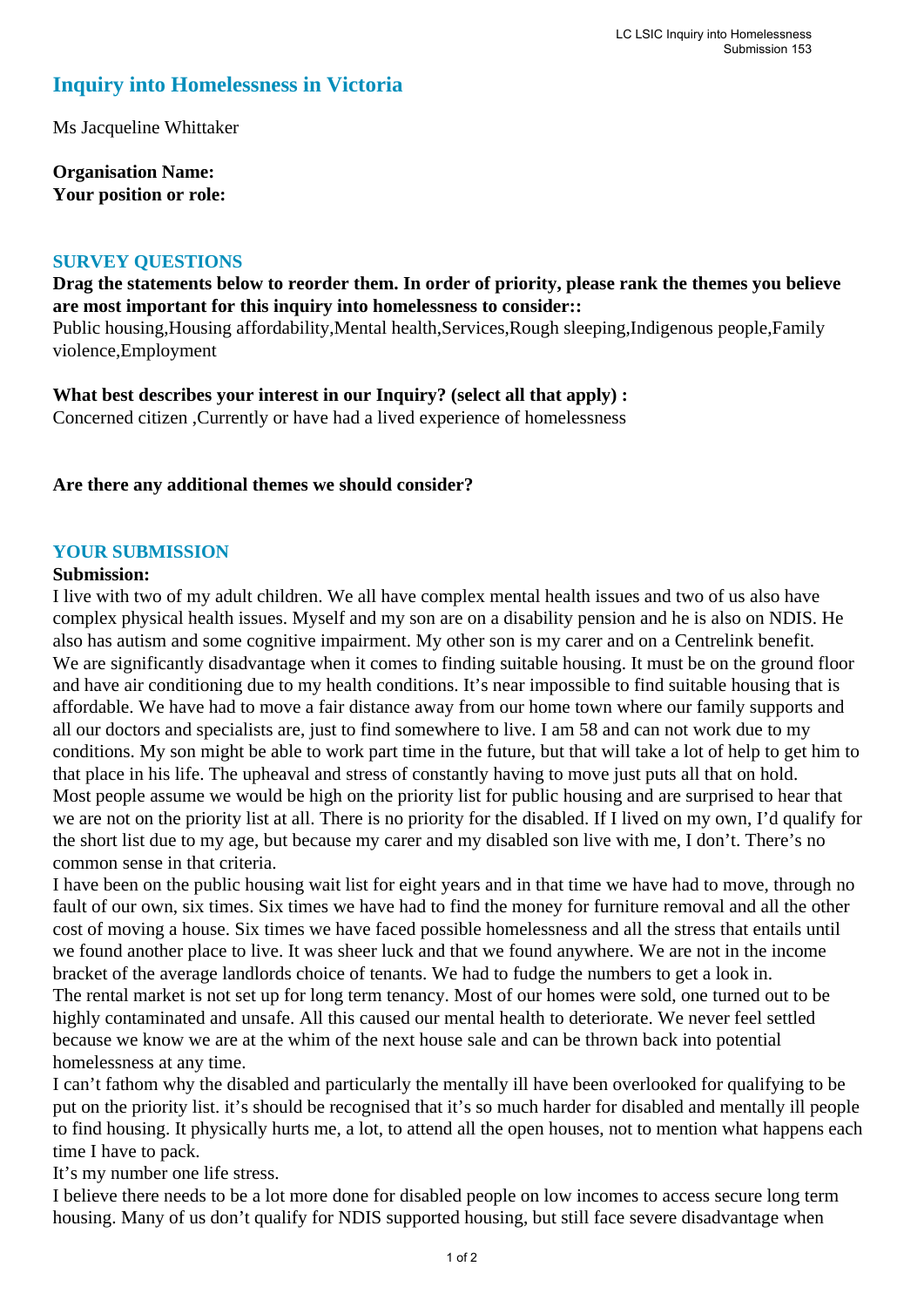LC LSIC Inquiry into Homelessness
Submission 153

# Inquiry into Homelessness in Victoria

Ms Jacqueline Whittaker

**Organisation Name:**
**Your position or role:**

## SURVEY QUESTIONS

**Drag the statements below to reorder them. In order of priority, please rank the themes you believe are most important for this inquiry into homelessness to consider::**
Public housing,Housing affordability,Mental health,Services,Rough sleeping,Indigenous people,Family violence,Employment

**What best describes your interest in our Inquiry? (select all that apply) :**
Concerned citizen ,Currently or have had a lived experience of homelessness

**Are there any additional themes we should consider?**

## YOUR SUBMISSION

**Submission:**

I live with two of my adult children. We all have complex mental health issues and two of us also have complex physical health issues. Myself and my son are on a disability pension and he is also on NDIS. He also has autism and some cognitive impairment. My other son is my carer and on a Centrelink benefit.
We are significantly disadvantage when it comes to finding suitable housing. It must be on the ground floor and have air conditioning due to my health conditions. It's near impossible to find suitable housing that is affordable. We have had to move a fair distance away from our home town where our family supports and all our doctors and specialists are, just to find somewhere to live. I am 58 and can not work due to my conditions. My son might be able to work part time in the future, but that will take a lot of help to get him to that place in his life. The upheaval and stress of constantly having to move just puts all that on hold.
Most people assume we would be high on the priority list for public housing and are surprised to hear that we are not on the priority list at all. There is no priority for the disabled. If I lived on my own, I'd qualify for the short list due to my age, but because my carer and my disabled son live with me, I don't. There's no common sense in that criteria.
I have been on the public housing wait list for eight years and in that time we have had to move, through no fault of our own, six times. Six times we have had to find the money for furniture removal and all the other cost of moving a house. Six times we have faced possible homelessness and all the stress that entails until we found another place to live. It was sheer luck and that we found anywhere. We are not in the income bracket of the average landlords choice of tenants. We had to fudge the numbers to get a look in.
The rental market is not set up for long term tenancy. Most of our homes were sold, one turned out to be highly contaminated and unsafe. All this caused our mental health to deteriorate. We never feel settled because we know we are at the whim of the next house sale and can be thrown back into potential homelessness at any time.
I can't fathom why the disabled and particularly the mentally ill have been overlooked for qualifying to be put on the priority list. it's should be recognised that it's so much harder for disabled and mentally ill people to find housing. It physically hurts me, a lot, to attend all the open houses, not to mention what happens each time I have to pack.
It's my number one life stress.
I believe there needs to be a lot more done for disabled people on low incomes to access secure long term housing. Many of us don't qualify for NDIS supported housing, but still face severe disadvantage when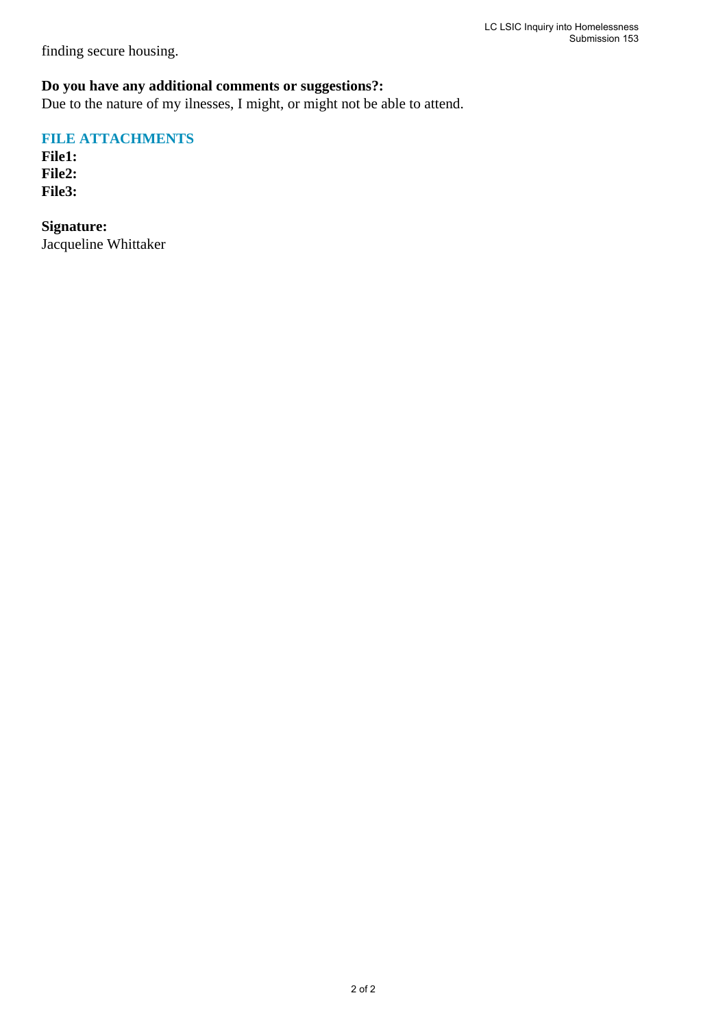finding secure housing.

**Do you have any additional comments or suggestions?:**
Due to the nature of my ilnesses, I might, or might not be able to attend.

## FILE ATTACHMENTS

**File1:**
**File2:**
**File3:**

**Signature:**
Jacqueline Whittaker